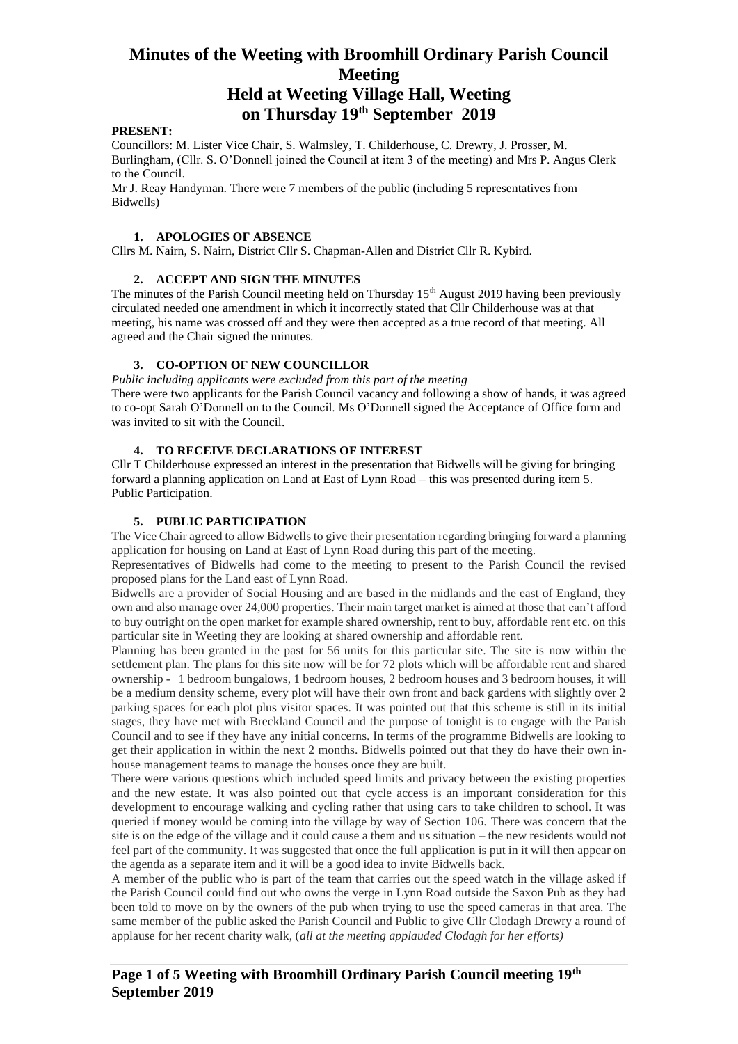# Minutes of the Weeting with Broomhill Ordinary Parish Council Meeting
# Held at Weeting Village Hall, Weeting on Thursday 19th September 2019

**PRESENT:**

Councillors: M. Lister Vice Chair, S. Walmsley, T. Childerhouse, C. Drewry, J. Prosser, M. Burlingham, (Cllr. S. O'Donnell joined the Council at item 3 of the meeting) and Mrs P. Angus Clerk to the Council.

Mr J. Reay Handyman. There were 7 members of the public (including 5 representatives from Bidwells)

1. **APOLOGIES OF ABSENCE**

Cllrs M. Nairn, S. Nairn, District Cllr S. Chapman-Allen and District Cllr R. Kybird.

2. **ACCEPT AND SIGN THE MINUTES**

The minutes of the Parish Council meeting held on Thursday 15th August 2019 having been previously circulated needed one amendment in which it incorrectly stated that Cllr Childerhouse was at that meeting, his name was crossed off and they were then accepted as a true record of that meeting. All agreed and the Chair signed the minutes.

3. **CO-OPTION OF NEW COUNCILLOR**

*Public including applicants were excluded from this part of the meeting*

There were two applicants for the Parish Council vacancy and following a show of hands, it was agreed to co-opt Sarah O'Donnell on to the Council. Ms O'Donnell signed the Acceptance of Office form and was invited to sit with the Council.

4. **TO RECEIVE DECLARATIONS OF INTEREST**

Cllr T Childerhouse expressed an interest in the presentation that Bidwells will be giving for bringing forward a planning application on Land at East of Lynn Road – this was presented during item 5. Public Participation.

5. **PUBLIC PARTICIPATION**

The Vice Chair agreed to allow Bidwells to give their presentation regarding bringing forward a planning application for housing on Land at East of Lynn Road during this part of the meeting.

Representatives of Bidwells had come to the meeting to present to the Parish Council the revised proposed plans for the Land east of Lynn Road.

Bidwells are a provider of Social Housing and are based in the midlands and the east of England, they own and also manage over 24,000 properties. Their main target market is aimed at those that can't afford to buy outright on the open market for example shared ownership, rent to buy, affordable rent etc. on this particular site in Weeting they are looking at shared ownership and affordable rent.

Planning has been granted in the past for 56 units for this particular site. The site is now within the settlement plan. The plans for this site now will be for 72 plots which will be affordable rent and shared ownership - 1 bedroom bungalows, 1 bedroom houses, 2 bedroom houses and 3 bedroom houses, it will be a medium density scheme, every plot will have their own front and back gardens with slightly over 2 parking spaces for each plot plus visitor spaces. It was pointed out that this scheme is still in its initial stages, they have met with Breckland Council and the purpose of tonight is to engage with the Parish Council and to see if they have any initial concerns. In terms of the programme Bidwells are looking to get their application in within the next 2 months. Bidwells pointed out that they do have their own in-house management teams to manage the houses once they are built.

There were various questions which included speed limits and privacy between the existing properties and the new estate. It was also pointed out that cycle access is an important consideration for this development to encourage walking and cycling rather that using cars to take children to school. It was queried if money would be coming into the village by way of Section 106. There was concern that the site is on the edge of the village and it could cause a them and us situation – the new residents would not feel part of the community. It was suggested that once the full application is put in it will then appear on the agenda as a separate item and it will be a good idea to invite Bidwells back.

A member of the public who is part of the team that carries out the speed watch in the village asked if the Parish Council could find out who owns the verge in Lynn Road outside the Saxon Pub as they had been told to move on by the owners of the pub when trying to use the speed cameras in that area. The same member of the public asked the Parish Council and Public to give Cllr Clodagh Drewry a round of applause for her recent charity walk, (*all at the meeting applauded Clodagh for her efforts)*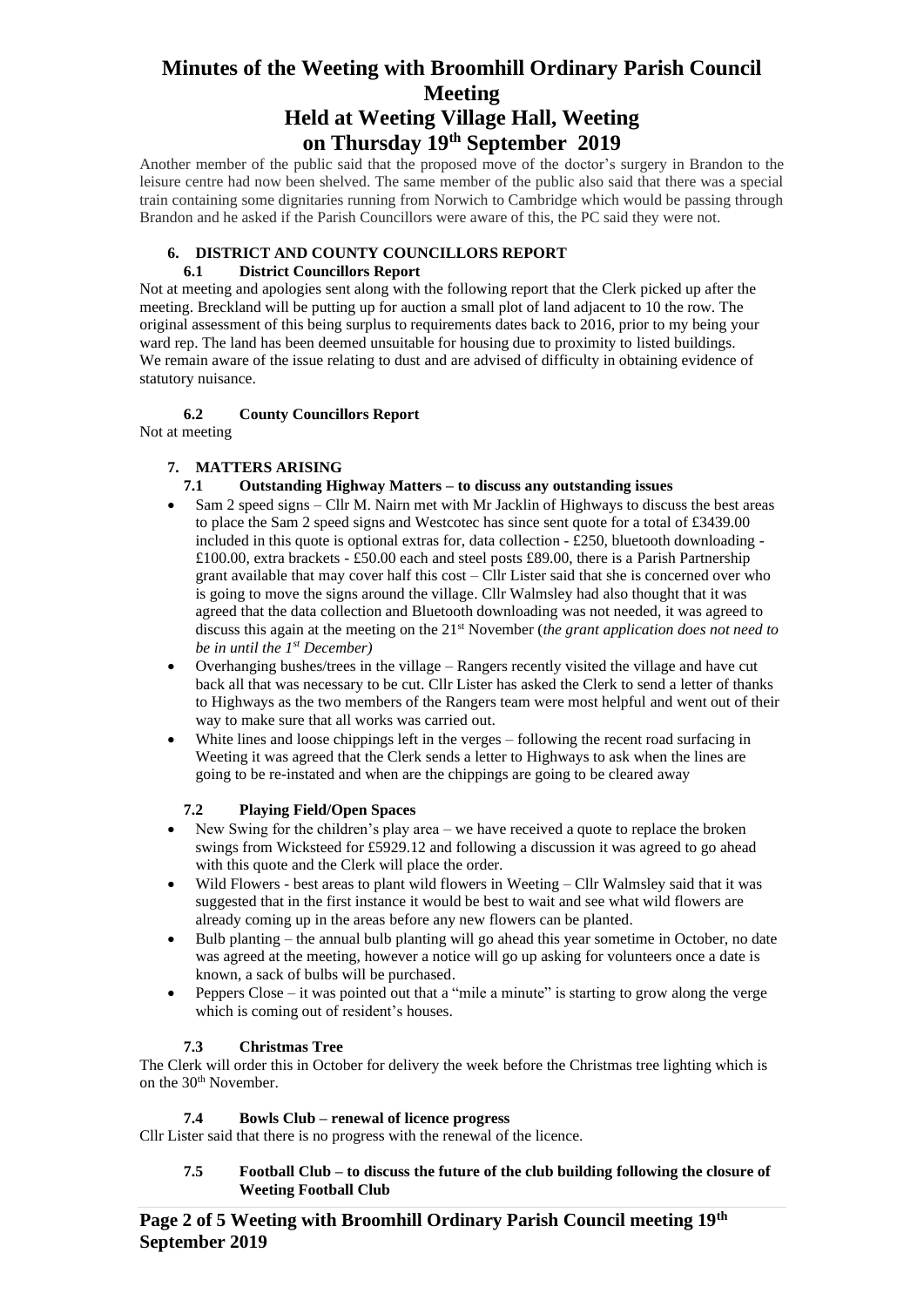# Minutes of the Weeting with Broomhill Ordinary Parish Council Meeting
# Held at Weeting Village Hall, Weeting
# on Thursday 19th September 2019

Another member of the public said that the proposed move of the doctor's surgery in Brandon to the leisure centre had now been shelved. The same member of the public also said that there was a special train containing some dignitaries running from Norwich to Cambridge which would be passing through Brandon and he asked if the Parish Councillors were aware of this, the PC said they were not.

## 6. DISTRICT AND COUNTY COUNCILLORS REPORT

### 6.1 District Councillors Report

Not at meeting and apologies sent along with the following report that the Clerk picked up after the meeting. Breckland will be putting up for auction a small plot of land adjacent to 10 the row. The original assessment of this being surplus to requirements dates back to 2016, prior to my being your ward rep. The land has been deemed unsuitable for housing due to proximity to listed buildings. We remain aware of the issue relating to dust and are advised of difficulty in obtaining evidence of statutory nuisance.

### 6.2 County Councillors Report

Not at meeting

## 7. MATTERS ARISING

### 7.1 Outstanding Highway Matters – to discuss any outstanding issues

- Sam 2 speed signs – Cllr M. Nairn met with Mr Jacklin of Highways to discuss the best areas to place the Sam 2 speed signs and Westcotec has since sent quote for a total of £3439.00 included in this quote is optional extras for, data collection - £250, bluetooth downloading - £100.00, extra brackets - £50.00 each and steel posts £89.00, there is a Parish Partnership grant available that may cover half this cost – Cllr Lister said that she is concerned over who is going to move the signs around the village. Cllr Walmsley had also thought that it was agreed that the data collection and Bluetooth downloading was not needed, it was agreed to discuss this again at the meeting on the 21st November (*the grant application does not need to be in until the 1st December)*
- Overhanging bushes/trees in the village – Rangers recently visited the village and have cut back all that was necessary to be cut. Cllr Lister has asked the Clerk to send a letter of thanks to Highways as the two members of the Rangers team were most helpful and went out of their way to make sure that all works was carried out.
- White lines and loose chippings left in the verges – following the recent road surfacing in Weeting it was agreed that the Clerk sends a letter to Highways to ask when the lines are going to be re-instated and when are the chippings are going to be cleared away

### 7.2 Playing Field/Open Spaces

- New Swing for the children's play area – we have received a quote to replace the broken swings from Wicksteed for £5929.12 and following a discussion it was agreed to go ahead with this quote and the Clerk will place the order.
- Wild Flowers - best areas to plant wild flowers in Weeting – Cllr Walmsley said that it was suggested that in the first instance it would be best to wait and see what wild flowers are already coming up in the areas before any new flowers can be planted.
- Bulb planting – the annual bulb planting will go ahead this year sometime in October, no date was agreed at the meeting, however a notice will go up asking for volunteers once a date is known, a sack of bulbs will be purchased.
- Peppers Close – it was pointed out that a "mile a minute" is starting to grow along the verge which is coming out of resident's houses.

### 7.3 Christmas Tree

The Clerk will order this in October for delivery the week before the Christmas tree lighting which is on the 30th November.

### 7.4 Bowls Club – renewal of licence progress

Cllr Lister said that there is no progress with the renewal of the licence.

### 7.5 Football Club – to discuss the future of the club building following the closure of Weeting Football Club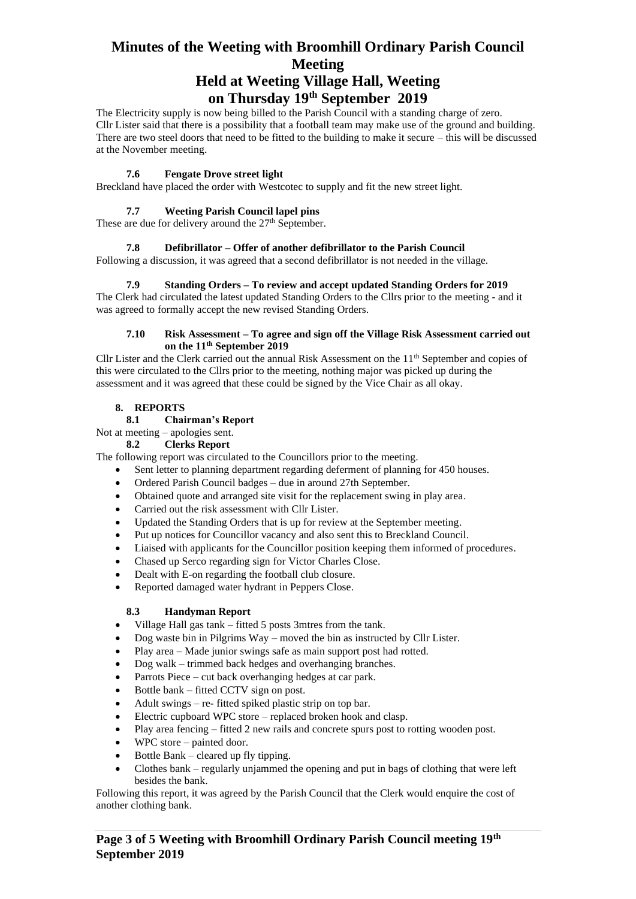# Minutes of the Weeting with Broomhill Ordinary Parish Council Meeting
# Held at Weeting Village Hall, Weeting
# on Thursday 19th September 2019

The Electricity supply is now being billed to the Parish Council with a standing charge of zero.
Cllr Lister said that there is a possibility that a football team may make use of the ground and building. There are two steel doors that need to be fitted to the building to make it secure – this will be discussed at the November meeting.

### 7.6 Fengate Drove street light

Breckland have placed the order with Westcotec to supply and fit the new street light.

### 7.7 Weeting Parish Council lapel pins

These are due for delivery around the 27th September.

### 7.8 Defibrillator – Offer of another defibrillator to the Parish Council

Following a discussion, it was agreed that a second defibrillator is not needed in the village.

### 7.9 Standing Orders – To review and accept updated Standing Orders for 2019

The Clerk had circulated the latest updated Standing Orders to the Cllrs prior to the meeting - and it was agreed to formally accept the new revised Standing Orders.

### 7.10 Risk Assessment – To agree and sign off the Village Risk Assessment carried out on the 11th September 2019

Cllr Lister and the Clerk carried out the annual Risk Assessment on the 11th September and copies of this were circulated to the Cllrs prior to the meeting, nothing major was picked up during the assessment and it was agreed that these could be signed by the Vice Chair as all okay.

## 8. REPORTS

### 8.1 Chairman's Report

Not at meeting – apologies sent.

### 8.2 Clerks Report

The following report was circulated to the Councillors prior to the meeting.

- Sent letter to planning department regarding deferment of planning for 450 houses.
- Ordered Parish Council badges – due in around 27th September.
- Obtained quote and arranged site visit for the replacement swing in play area.
- Carried out the risk assessment with Cllr Lister.
- Updated the Standing Orders that is up for review at the September meeting.
- Put up notices for Councillor vacancy and also sent this to Breckland Council.
- Liaised with applicants for the Councillor position keeping them informed of procedures.
- Chased up Serco regarding sign for Victor Charles Close.
- Dealt with E-on regarding the football club closure.
- Reported damaged water hydrant in Peppers Close.

### 8.3 Handyman Report

- Village Hall gas tank – fitted 5 posts 3mtres from the tank.
- Dog waste bin in Pilgrims Way – moved the bin as instructed by Cllr Lister.
- Play area – Made junior swings safe as main support post had rotted.
- Dog walk – trimmed back hedges and overhanging branches.
- Parrots Piece – cut back overhanging hedges at car park.
- Bottle bank – fitted CCTV sign on post.
- Adult swings – re- fitted spiked plastic strip on top bar.
- Electric cupboard WPC store – replaced broken hook and clasp.
- Play area fencing – fitted 2 new rails and concrete spurs post to rotting wooden post.
- WPC store – painted door.
- Bottle Bank – cleared up fly tipping.
- Clothes bank – regularly unjammed the opening and put in bags of clothing that were left besides the bank.

Following this report, it was agreed by the Parish Council that the Clerk would enquire the cost of another clothing bank.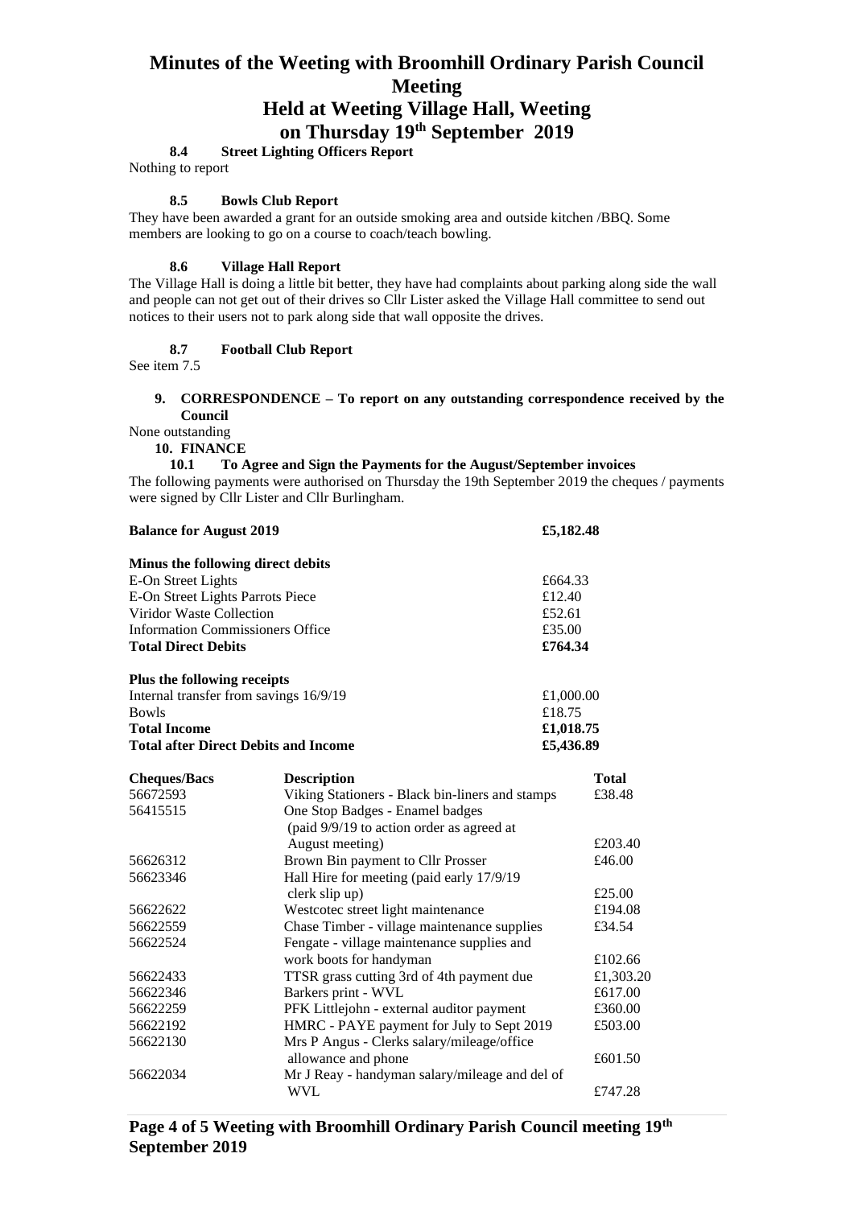# Minutes of the Weeting with Broomhill Ordinary Parish Council Meeting
# Held at Weeting Village Hall, Weeting
# on Thursday 19th September 2019

### 8.4 Street Lighting Officers Report

Nothing to report

### 8.5 Bowls Club Report

They have been awarded a grant for an outside smoking area and outside kitchen /BBQ. Some members are looking to go on a course to coach/teach bowling.

### 8.6 Village Hall Report

The Village Hall is doing a little bit better, they have had complaints about parking along side the wall and people can not get out of their drives so Cllr Lister asked the Village Hall committee to send out notices to their users not to park along side that wall opposite the drives.

### 8.7 Football Club Report

See item 7.5

## 9. CORRESPONDENCE – To report on any outstanding correspondence received by the Council

None outstanding

## 10. FINANCE

### 10.1 To Agree and Sign the Payments for the August/September invoices

The following payments were authorised on Thursday the 19th September 2019 the cheques / payments were signed by Cllr Lister and Cllr Burlingham.

| **Balance for August 2019** | **£5,182.48** |
|---|---|
| **Minus the following direct debits** | |
| E-On Street Lights | £664.33 |
| E-On Street Lights Parrots Piece | £12.40 |
| Viridor Waste Collection | £52.61 |
| Information Commissioners Office | £35.00 |
| **Total Direct Debits** | **£764.34** |
| **Plus the following receipts** | |
| Internal transfer from savings 16/9/19 | £1,000.00 |
| Bowls | £18.75 |
| **Total Income** | **£1,018.75** |
| **Total after Direct Debits and Income** | **£5,436.89** |

| **Cheques/Bacs** | **Description** | **Total** |
|---|---|---|
| 56672593 | Viking Stationers - Black bin-liners and stamps | £38.48 |
| 56415515 | One Stop Badges - Enamel badges (paid 9/9/19 to action order as agreed at August meeting) | £203.40 |
| 56626312 | Brown Bin payment to Cllr Prosser | £46.00 |
| 56623346 | Hall Hire for meeting (paid early 17/9/19 clerk slip up) | £25.00 |
| 56622622 | Westcotec street light maintenance | £194.08 |
| 56622559 | Chase Timber - village maintenance supplies | £34.54 |
| 56622524 | Fengate - village maintenance supplies and work boots for handyman | £102.66 |
| 56622433 | TTSR grass cutting 3rd of 4th payment due | £1,303.20 |
| 56622346 | Barkers print - WVL | £617.00 |
| 56622259 | PFK Littlejohn - external auditor payment | £360.00 |
| 56622192 | HMRC - PAYE payment for July to Sept 2019 | £503.00 |
| 56622130 | Mrs P Angus - Clerks salary/mileage/office allowance and phone | £601.50 |
| 56622034 | Mr J Reay - handyman salary/mileage and del of WVL | £747.28 |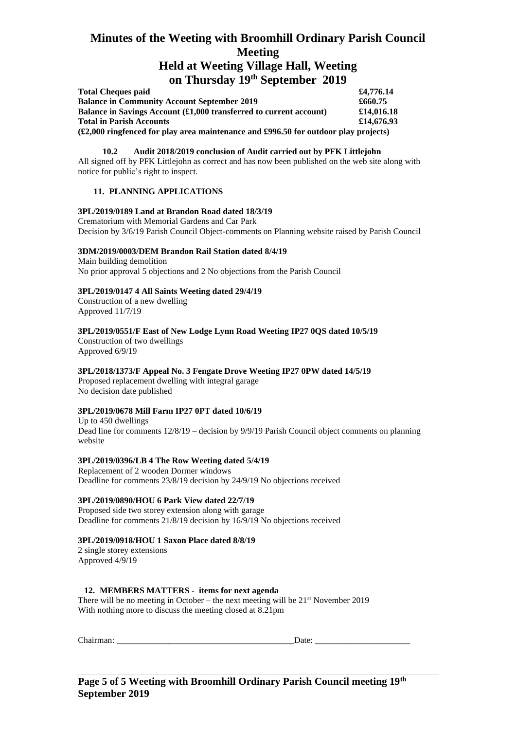# Minutes of the Weeting with Broomhill Ordinary Parish Council Meeting
# Held at Weeting Village Hall, Weeting
# on Thursday 19th September 2019

| | |
|---|---|
| **Total Cheques paid** | **£4,776.14** |
| **Balance in Community Account September 2019** | **£660.75** |
| **Balance in Savings Account (£1,000 transferred to current account)** | **£14,016.18** |
| **Total in Parish Accounts** | **£14,676.93** |

**(£2,000 ringfenced for play area maintenance and £996.50 for outdoor play projects)**

**10.2 Audit 2018/2019 conclusion of Audit carried out by PFK Littlejohn**

All signed off by PFK Littlejohn as correct and has now been published on the web site along with notice for public's right to inspect.

## 11. PLANNING APPLICATIONS

**3PL/2019/0189 Land at Brandon Road dated 18/3/19**
Crematorium with Memorial Gardens and Car Park
Decision by 3/6/19 Parish Council Object-comments on Planning website raised by Parish Council

**3DM/2019/0003/DEM Brandon Rail Station dated 8/4/19**
Main building demolition
No prior approval 5 objections and 2 No objections from the Parish Council

**3PL/2019/0147 4 All Saints Weeting dated 29/4/19**
Construction of a new dwelling
Approved 11/7/19

**3PL/2019/0551/F East of New Lodge Lynn Road Weeting IP27 0QS dated 10/5/19**
Construction of two dwellings
Approved 6/9/19

**3PL/2018/1373/F Appeal No. 3 Fengate Drove Weeting IP27 0PW dated 14/5/19**
Proposed replacement dwelling with integral garage
No decision date published

**3PL/2019/0678 Mill Farm IP27 0PT dated 10/6/19**
Up to 450 dwellings
Dead line for comments 12/8/19 – decision by 9/9/19 Parish Council object comments on planning website

**3PL/2019/0396/LB 4 The Row Weeting dated 5/4/19**
Replacement of 2 wooden Dormer windows
Deadline for comments 23/8/19 decision by 24/9/19 No objections received

**3PL/2019/0890/HOU 6 Park View dated 22/7/19**
Proposed side two storey extension along with garage
Deadline for comments 21/8/19 decision by 16/9/19 No objections received

**3PL/2019/0918/HOU 1 Saxon Place dated 8/8/19**
2 single storey extensions
Approved 4/9/19

## 12. MEMBERS MATTERS - items for next agenda

There will be no meeting in October – the next meeting will be 21st November 2019
With nothing more to discuss the meeting closed at 8.21pm

Chairman: ________________________________________Date: _____________________